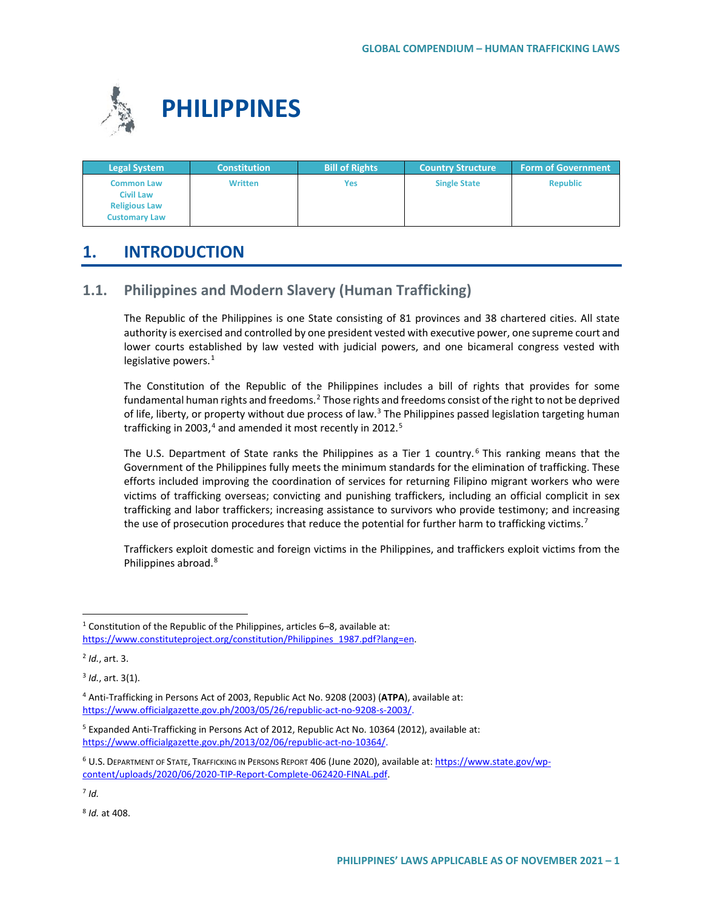# PHILIPPINES

| Legal System | Constitution | Bill of Rights | Country Structure | Form of Government |
|---|---|---|---|---|
| Common Law<br>Civil Law<br>Religious Law<br>Customary Law | Written | Yes | Single State | Republic |

## 1. INTRODUCTION

### 1.1. Philippines and Modern Slavery (Human Trafficking)

The Republic of the Philippines is one State consisting of 81 provinces and 38 chartered cities. All state authority is exercised and controlled by one president vested with executive power, one supreme court and lower courts established by law vested with judicial powers, and one bicameral congress vested with legislative powers.[1]

The Constitution of the Republic of the Philippines includes a bill of rights that provides for some fundamental human rights and freedoms.[2] Those rights and freedoms consist of the right to not be deprived of life, liberty, or property without due process of law.[3] The Philippines passed legislation targeting human trafficking in 2003,[4] and amended it most recently in 2012.[5]

The U.S. Department of State ranks the Philippines as a Tier 1 country.[6] This ranking means that the Government of the Philippines fully meets the minimum standards for the elimination of trafficking. These efforts included improving the coordination of services for returning Filipino migrant workers who were victims of trafficking overseas; convicting and punishing traffickers, including an official complicit in sex trafficking and labor traffickers; increasing assistance to survivors who provide testimony; and increasing the use of prosecution procedures that reduce the potential for further harm to trafficking victims.[7]

Traffickers exploit domestic and foreign victims in the Philippines, and traffickers exploit victims from the Philippines abroad.[8]

---

[1] Constitution of the Republic of the Philippines, articles 6–8, available at: https://www.constituteproject.org/constitution/Philippines_1987.pdf?lang=en.

[2] *Id.*, art. 3.

[3] *Id.*, art. 3(1).

[4] Anti-Trafficking in Persons Act of 2003, Republic Act No. 9208 (2003) (**ATPA**), available at: https://www.officialgazette.gov.ph/2003/05/26/republic-act-no-9208-s-2003/.

[5] Expanded Anti-Trafficking in Persons Act of 2012, Republic Act No. 10364 (2012), available at: https://www.officialgazette.gov.ph/2013/02/06/republic-act-no-10364/.

[6] U.S. Department of State, Trafficking in Persons Report 406 (June 2020), available at: https://www.state.gov/wp-content/uploads/2020/06/2020-TIP-Report-Complete-062420-FINAL.pdf.

[7] *Id.*

[8] *Id.* at 408.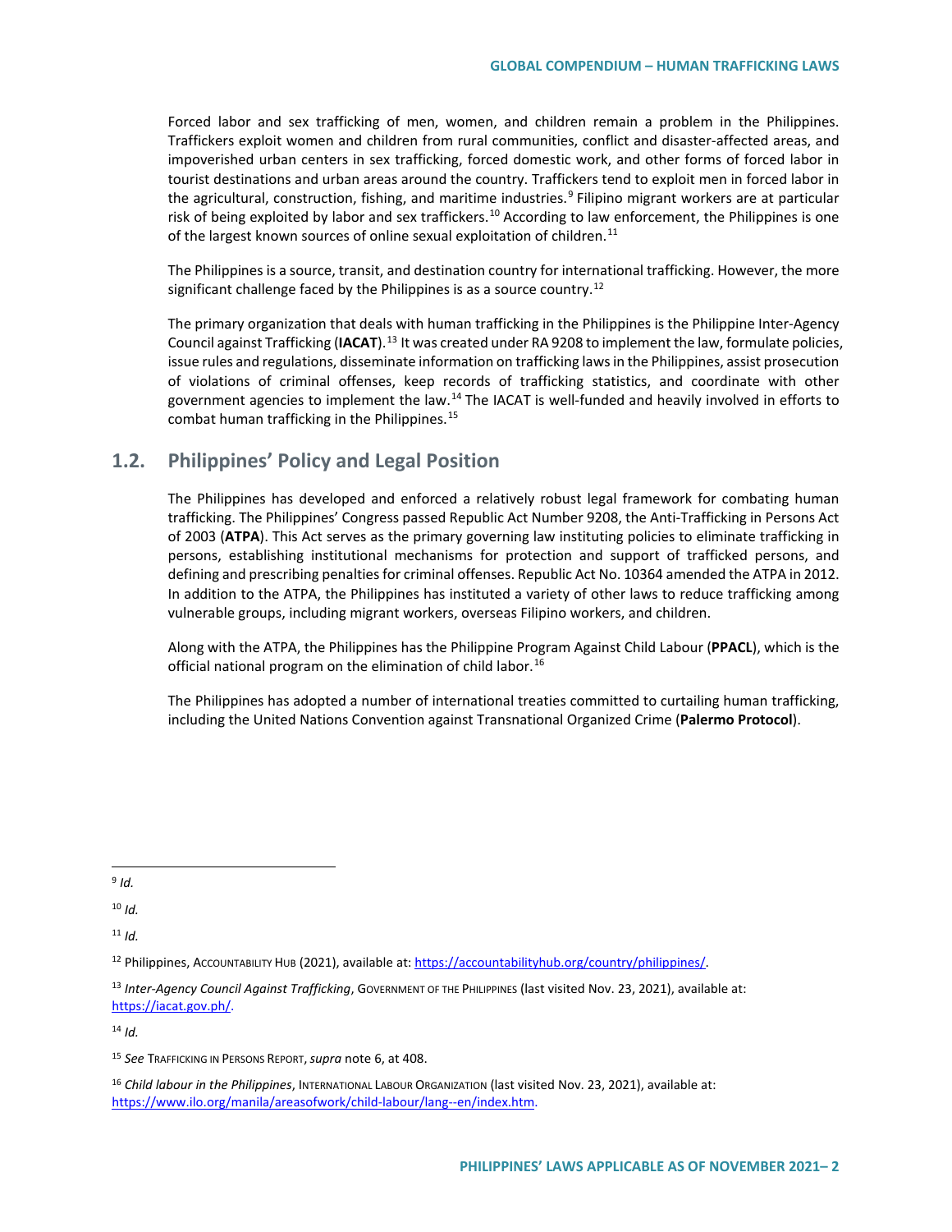Forced labor and sex trafficking of men, women, and children remain a problem in the Philippines. Traffickers exploit women and children from rural communities, conflict and disaster-affected areas, and impoverished urban centers in sex trafficking, forced domestic work, and other forms of forced labor in tourist destinations and urban areas around the country. Traffickers tend to exploit men in forced labor in the agricultural, construction, fishing, and maritime industries.[9] Filipino migrant workers are at particular risk of being exploited by labor and sex traffickers.[10] According to law enforcement, the Philippines is one of the largest known sources of online sexual exploitation of children.[11]

The Philippines is a source, transit, and destination country for international trafficking. However, the more significant challenge faced by the Philippines is as a source country.[12]

The primary organization that deals with human trafficking in the Philippines is the Philippine Inter-Agency Council against Trafficking (**IACAT**).[13] It was created under RA 9208 to implement the law, formulate policies, issue rules and regulations, disseminate information on trafficking laws in the Philippines, assist prosecution of violations of criminal offenses, keep records of trafficking statistics, and coordinate with other government agencies to implement the law.[14] The IACAT is well-funded and heavily involved in efforts to combat human trafficking in the Philippines.[15]

## 1.2. Philippines' Policy and Legal Position

The Philippines has developed and enforced a relatively robust legal framework for combating human trafficking. The Philippines' Congress passed Republic Act Number 9208, the Anti-Trafficking in Persons Act of 2003 (**ATPA**). This Act serves as the primary governing law instituting policies to eliminate trafficking in persons, establishing institutional mechanisms for protection and support of trafficked persons, and defining and prescribing penalties for criminal offenses. Republic Act No. 10364 amended the ATPA in 2012. In addition to the ATPA, the Philippines has instituted a variety of other laws to reduce trafficking among vulnerable groups, including migrant workers, overseas Filipino workers, and children.

Along with the ATPA, the Philippines has the Philippine Program Against Child Labour (**PPACL**), which is the official national program on the elimination of child labor.[16]

The Philippines has adopted a number of international treaties committed to curtailing human trafficking, including the United Nations Convention against Transnational Organized Crime (**Palermo Protocol**).

---

[9] *Id.*

[10] *Id.*

[11] *Id.*

[12] Philippines, ACCOUNTABILITY HUB (2021), available at: https://accountabilityhub.org/country/philippines/.

[13] *Inter-Agency Council Against Trafficking*, GOVERNMENT OF THE PHILIPPINES (last visited Nov. 23, 2021), available at: https://iacat.gov.ph/.

[14] *Id.*

[15] *See* TRAFFICKING IN PERSONS REPORT, *supra* note 6, at 408.

[16] *Child labour in the Philippines*, INTERNATIONAL LABOUR ORGANIZATION (last visited Nov. 23, 2021), available at: https://www.ilo.org/manila/areasofwork/child-labour/lang--en/index.htm.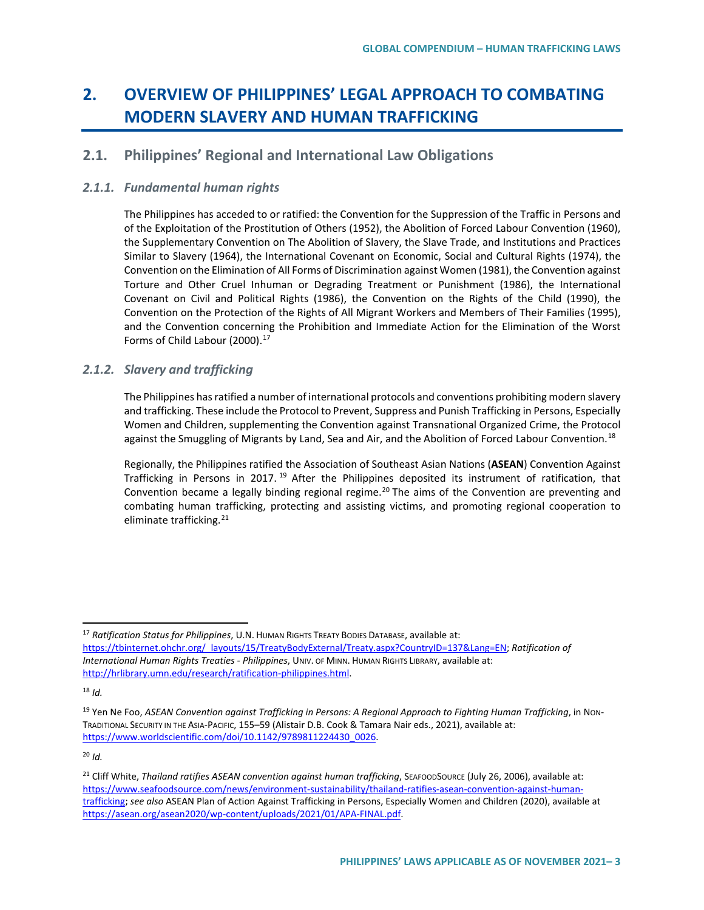# 2. OVERVIEW OF PHILIPPINES' LEGAL APPROACH TO COMBATING MODERN SLAVERY AND HUMAN TRAFFICKING

## 2.1. Philippines' Regional and International Law Obligations

### *2.1.1. Fundamental human rights*

The Philippines has acceded to or ratified: the Convention for the Suppression of the Traffic in Persons and of the Exploitation of the Prostitution of Others (1952), the Abolition of Forced Labour Convention (1960), the Supplementary Convention on The Abolition of Slavery, the Slave Trade, and Institutions and Practices Similar to Slavery (1964), the International Covenant on Economic, Social and Cultural Rights (1974), the Convention on the Elimination of All Forms of Discrimination against Women (1981), the Convention against Torture and Other Cruel Inhuman or Degrading Treatment or Punishment (1986), the International Covenant on Civil and Political Rights (1986), the Convention on the Rights of the Child (1990), the Convention on the Protection of the Rights of All Migrant Workers and Members of Their Families (1995), and the Convention concerning the Prohibition and Immediate Action for the Elimination of the Worst Forms of Child Labour (2000).[17]

### *2.1.2. Slavery and trafficking*

The Philippines has ratified a number of international protocols and conventions prohibiting modern slavery and trafficking. These include the Protocol to Prevent, Suppress and Punish Trafficking in Persons, Especially Women and Children, supplementing the Convention against Transnational Organized Crime, the Protocol against the Smuggling of Migrants by Land, Sea and Air, and the Abolition of Forced Labour Convention.[18]

Regionally, the Philippines ratified the Association of Southeast Asian Nations (**ASEAN**) Convention Against Trafficking in Persons in 2017.[19] After the Philippines deposited its instrument of ratification, that Convention became a legally binding regional regime.[20] The aims of the Convention are preventing and combating human trafficking, protecting and assisting victims, and promoting regional cooperation to eliminate trafficking.[21]

---

[17] *Ratification Status for Philippines*, U.N. Human Rights Treaty Bodies Database, available at: https://tbinternet.ohchr.org/_layouts/15/TreatyBodyExternal/Treaty.aspx?CountryID=137&Lang=EN; *Ratification of International Human Rights Treaties - Philippines*, Univ. of Minn. Human Rights Library, available at: http://hrlibrary.umn.edu/research/ratification-philippines.html.

[18] *Id.*

[19] Yen Ne Foo, *ASEAN Convention against Trafficking in Persons: A Regional Approach to Fighting Human Trafficking*, in Non-Traditional Security in the Asia-Pacific, 155–59 (Alistair D.B. Cook & Tamara Nair eds., 2021), available at: https://www.worldscientific.com/doi/10.1142/9789811224430_0026.

[20] *Id.*

[21] Cliff White, *Thailand ratifies ASEAN convention against human trafficking*, SeafoodSource (July 26, 2006), available at: https://www.seafoodsource.com/news/environment-sustainability/thailand-ratifies-asean-convention-against-human-trafficking; *see also* ASEAN Plan of Action Against Trafficking in Persons, Especially Women and Children (2020), available at https://asean.org/asean2020/wp-content/uploads/2021/01/APA-FINAL.pdf.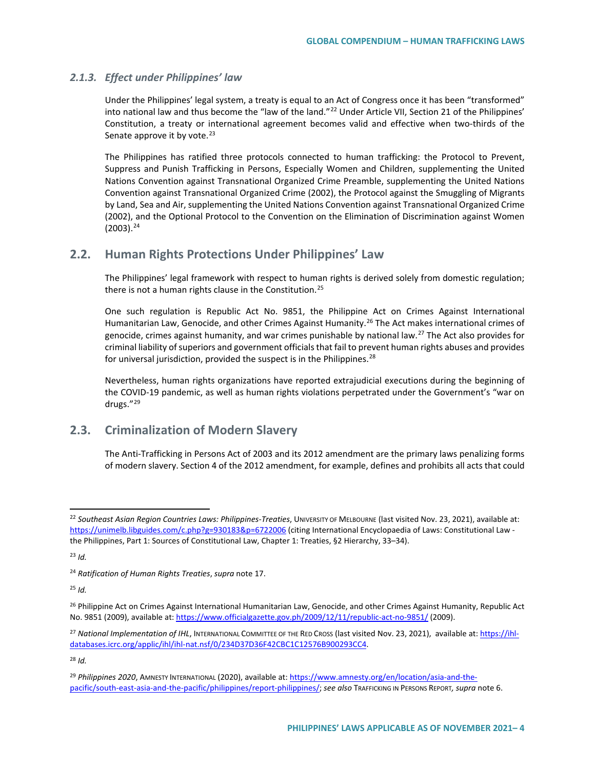### *2.1.3. Effect under Philippines' law*

Under the Philippines' legal system, a treaty is equal to an Act of Congress once it has been "transformed" into national law and thus become the "law of the land."[22] Under Article VII, Section 21 of the Philippines' Constitution, a treaty or international agreement becomes valid and effective when two-thirds of the Senate approve it by vote.[23]

The Philippines has ratified three protocols connected to human trafficking: the Protocol to Prevent, Suppress and Punish Trafficking in Persons, Especially Women and Children, supplementing the United Nations Convention against Transnational Organized Crime Preamble, supplementing the United Nations Convention against Transnational Organized Crime (2002), the Protocol against the Smuggling of Migrants by Land, Sea and Air, supplementing the United Nations Convention against Transnational Organized Crime (2002), and the Optional Protocol to the Convention on the Elimination of Discrimination against Women (2003).[24]

## 2.2. Human Rights Protections Under Philippines' Law

The Philippines' legal framework with respect to human rights is derived solely from domestic regulation; there is not a human rights clause in the Constitution.[25]

One such regulation is Republic Act No. 9851, the Philippine Act on Crimes Against International Humanitarian Law, Genocide, and other Crimes Against Humanity.[26] The Act makes international crimes of genocide, crimes against humanity, and war crimes punishable by national law.[27] The Act also provides for criminal liability of superiors and government officials that fail to prevent human rights abuses and provides for universal jurisdiction, provided the suspect is in the Philippines.[28]

Nevertheless, human rights organizations have reported extrajudicial executions during the beginning of the COVID-19 pandemic, as well as human rights violations perpetrated under the Government's "war on drugs."[29]

## 2.3. Criminalization of Modern Slavery

The Anti-Trafficking in Persons Act of 2003 and its 2012 amendment are the primary laws penalizing forms of modern slavery. Section 4 of the 2012 amendment, for example, defines and prohibits all acts that could

---

[22] *Southeast Asian Region Countries Laws: Philippines-Treaties*, UNIVERSITY OF MELBOURNE (last visited Nov. 23, 2021), available at: https://unimelb.libguides.com/c.php?g=930183&p=6722006 (citing International Encyclopaedia of Laws: Constitutional Law - the Philippines, Part 1: Sources of Constitutional Law, Chapter 1: Treaties, §2 Hierarchy, 33–34).

[23] *Id.*

[24] *Ratification of Human Rights Treaties*, *supra* note 17.

[25] *Id.*

[26] Philippine Act on Crimes Against International Humanitarian Law, Genocide, and other Crimes Against Humanity, Republic Act No. 9851 (2009), available at: https://www.officialgazette.gov.ph/2009/12/11/republic-act-no-9851/ (2009).

[27] *National Implementation of IHL*, INTERNATIONAL COMMITTEE OF THE RED CROSS (last visited Nov. 23, 2021), available at: https://ihl-databases.icrc.org/applic/ihl/ihl-nat.nsf/0/234D37D36F42CBC1C12576B900293CC4.

[28] *Id.*

[29] *Philippines 2020*, AMNESTY INTERNATIONAL (2020), available at: https://www.amnesty.org/en/location/asia-and-the-pacific/south-east-asia-and-the-pacific/philippines/report-philippines/; *see also* TRAFFICKING IN PERSONS REPORT, *supra* note 6.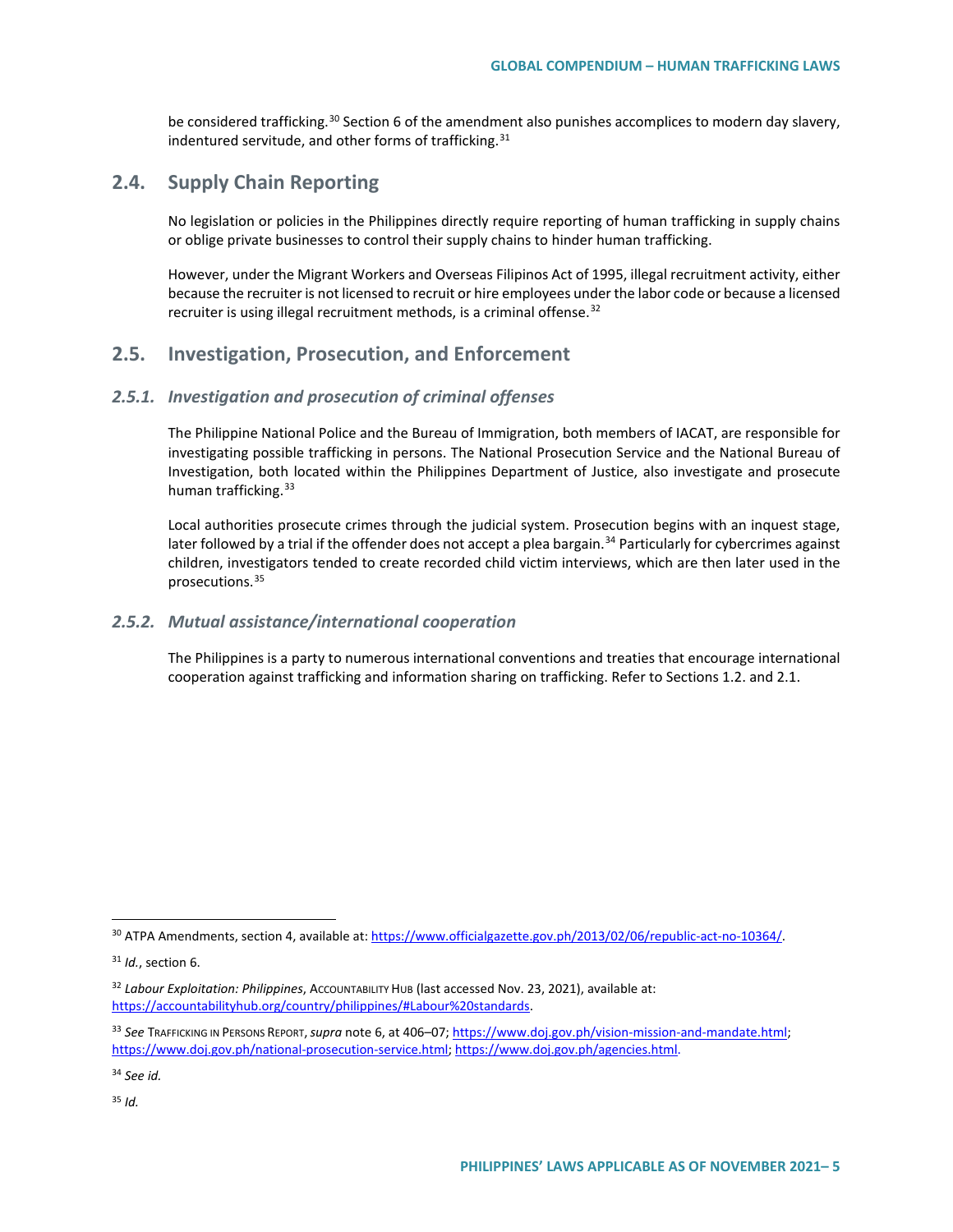be considered trafficking.[30] Section 6 of the amendment also punishes accomplices to modern day slavery, indentured servitude, and other forms of trafficking.[31]

## 2.4. Supply Chain Reporting

No legislation or policies in the Philippines directly require reporting of human trafficking in supply chains or oblige private businesses to control their supply chains to hinder human trafficking.

However, under the Migrant Workers and Overseas Filipinos Act of 1995, illegal recruitment activity, either because the recruiter is not licensed to recruit or hire employees under the labor code or because a licensed recruiter is using illegal recruitment methods, is a criminal offense.[32]

## 2.5. Investigation, Prosecution, and Enforcement

### *2.5.1. Investigation and prosecution of criminal offenses*

The Philippine National Police and the Bureau of Immigration, both members of IACAT, are responsible for investigating possible trafficking in persons. The National Prosecution Service and the National Bureau of Investigation, both located within the Philippines Department of Justice, also investigate and prosecute human trafficking.[33]

Local authorities prosecute crimes through the judicial system. Prosecution begins with an inquest stage, later followed by a trial if the offender does not accept a plea bargain.[34] Particularly for cybercrimes against children, investigators tended to create recorded child victim interviews, which are then later used in the prosecutions.[35]

### *2.5.2. Mutual assistance/international cooperation*

The Philippines is a party to numerous international conventions and treaties that encourage international cooperation against trafficking and information sharing on trafficking. Refer to Sections 1.2. and 2.1.

---

[30] ATPA Amendments, section 4, available at: https://www.officialgazette.gov.ph/2013/02/06/republic-act-no-10364/.

[31] *Id.*, section 6.

[32] *Labour Exploitation: Philippines*, ACCOUNTABILITY HUB (last accessed Nov. 23, 2021), available at: https://accountabilityhub.org/country/philippines/#Labour%20standards.

[33] *See* TRAFFICKING IN PERSONS REPORT, *supra* note 6, at 406–07; https://www.doj.gov.ph/vision-mission-and-mandate.html; https://www.doj.gov.ph/national-prosecution-service.html; https://www.doj.gov.ph/agencies.html.

[34] *See id.*

[35] *Id.*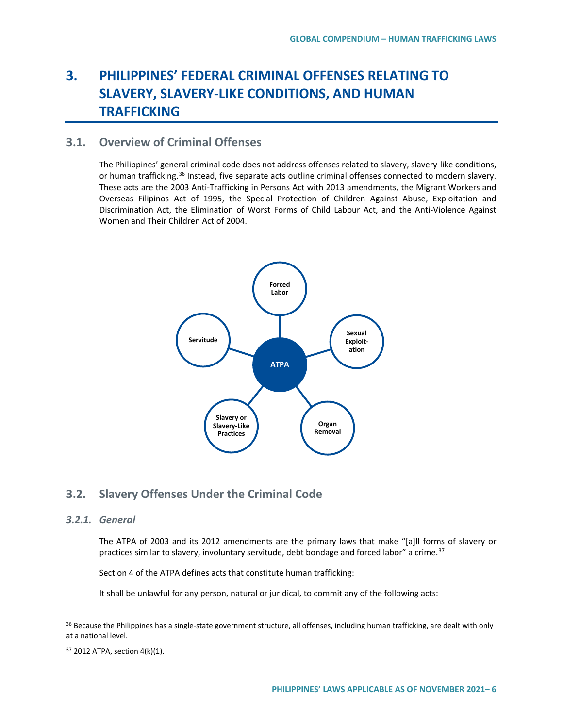# 3. PHILIPPINES' FEDERAL CRIMINAL OFFENSES RELATING TO SLAVERY, SLAVERY-LIKE CONDITIONS, AND HUMAN TRAFFICKING

## 3.1. Overview of Criminal Offenses

The Philippines' general criminal code does not address offenses related to slavery, slavery-like conditions, or human trafficking.[36] Instead, five separate acts outline criminal offenses connected to modern slavery. These acts are the 2003 Anti-Trafficking in Persons Act with 2013 amendments, the Migrant Workers and Overseas Filipinos Act of 1995, the Special Protection of Children Against Abuse, Exploitation and Discrimination Act, the Elimination of Worst Forms of Child Labour Act, and the Anti-Violence Against Women and Their Children Act of 2004.

ATPA: Forced Labor; Sexual Exploitation; Organ Removal; Slavery or Slavery-Like Practices; Servitude

## 3.2. Slavery Offenses Under the Criminal Code

### *3.2.1. General*

The ATPA of 2003 and its 2012 amendments are the primary laws that make "[a]ll forms of slavery or practices similar to slavery, involuntary servitude, debt bondage and forced labor" a crime.[37]

Section 4 of the ATPA defines acts that constitute human trafficking:

It shall be unlawful for any person, natural or juridical, to commit any of the following acts:

---

[36] Because the Philippines has a single-state government structure, all offenses, including human trafficking, are dealt with only at a national level.

[37] 2012 ATPA, section 4(k)(1).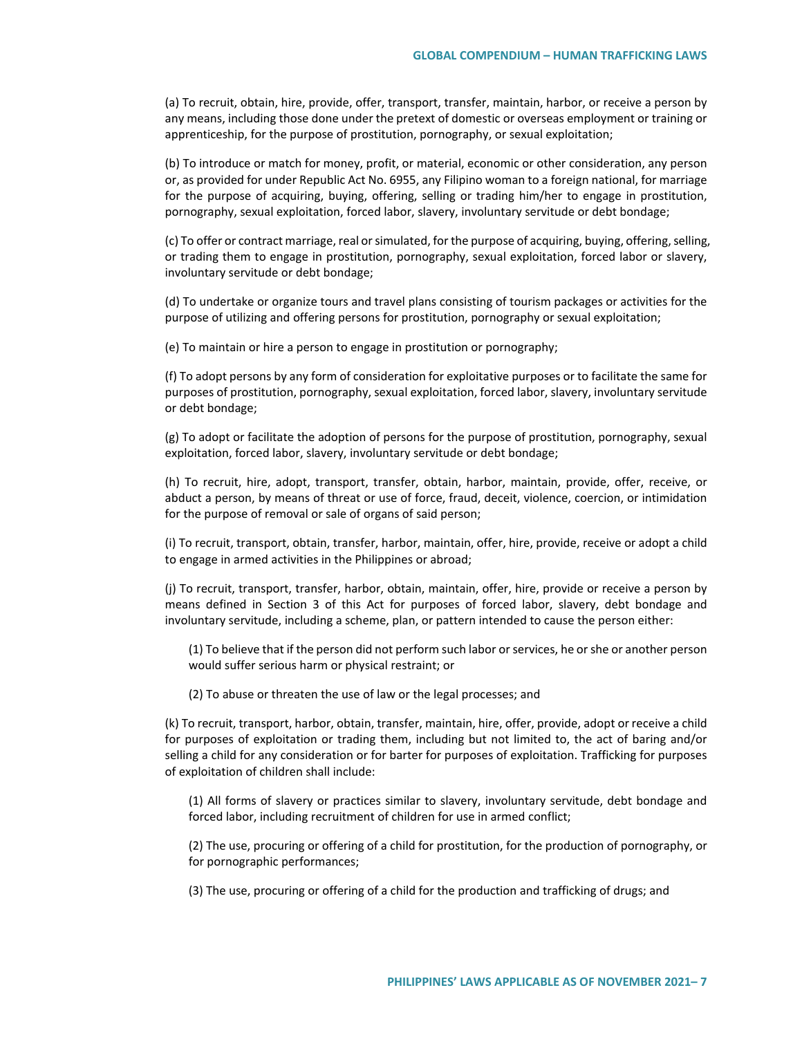(a) To recruit, obtain, hire, provide, offer, transport, transfer, maintain, harbor, or receive a person by any means, including those done under the pretext of domestic or overseas employment or training or apprenticeship, for the purpose of prostitution, pornography, or sexual exploitation;

(b) To introduce or match for money, profit, or material, economic or other consideration, any person or, as provided for under Republic Act No. 6955, any Filipino woman to a foreign national, for marriage for the purpose of acquiring, buying, offering, selling or trading him/her to engage in prostitution, pornography, sexual exploitation, forced labor, slavery, involuntary servitude or debt bondage;

(c) To offer or contract marriage, real or simulated, for the purpose of acquiring, buying, offering, selling, or trading them to engage in prostitution, pornography, sexual exploitation, forced labor or slavery, involuntary servitude or debt bondage;

(d) To undertake or organize tours and travel plans consisting of tourism packages or activities for the purpose of utilizing and offering persons for prostitution, pornography or sexual exploitation;

(e) To maintain or hire a person to engage in prostitution or pornography;

(f) To adopt persons by any form of consideration for exploitative purposes or to facilitate the same for purposes of prostitution, pornography, sexual exploitation, forced labor, slavery, involuntary servitude or debt bondage;

(g) To adopt or facilitate the adoption of persons for the purpose of prostitution, pornography, sexual exploitation, forced labor, slavery, involuntary servitude or debt bondage;

(h) To recruit, hire, adopt, transport, transfer, obtain, harbor, maintain, provide, offer, receive, or abduct a person, by means of threat or use of force, fraud, deceit, violence, coercion, or intimidation for the purpose of removal or sale of organs of said person;

(i) To recruit, transport, obtain, transfer, harbor, maintain, offer, hire, provide, receive or adopt a child to engage in armed activities in the Philippines or abroad;

(j) To recruit, transport, transfer, harbor, obtain, maintain, offer, hire, provide or receive a person by means defined in Section 3 of this Act for purposes of forced labor, slavery, debt bondage and involuntary servitude, including a scheme, plan, or pattern intended to cause the person either:

(1) To believe that if the person did not perform such labor or services, he or she or another person would suffer serious harm or physical restraint; or

(2) To abuse or threaten the use of law or the legal processes; and

(k) To recruit, transport, harbor, obtain, transfer, maintain, hire, offer, provide, adopt or receive a child for purposes of exploitation or trading them, including but not limited to, the act of baring and/or selling a child for any consideration or for barter for purposes of exploitation. Trafficking for purposes of exploitation of children shall include:

(1) All forms of slavery or practices similar to slavery, involuntary servitude, debt bondage and forced labor, including recruitment of children for use in armed conflict;

(2) The use, procuring or offering of a child for prostitution, for the production of pornography, or for pornographic performances;

(3) The use, procuring or offering of a child for the production and trafficking of drugs; and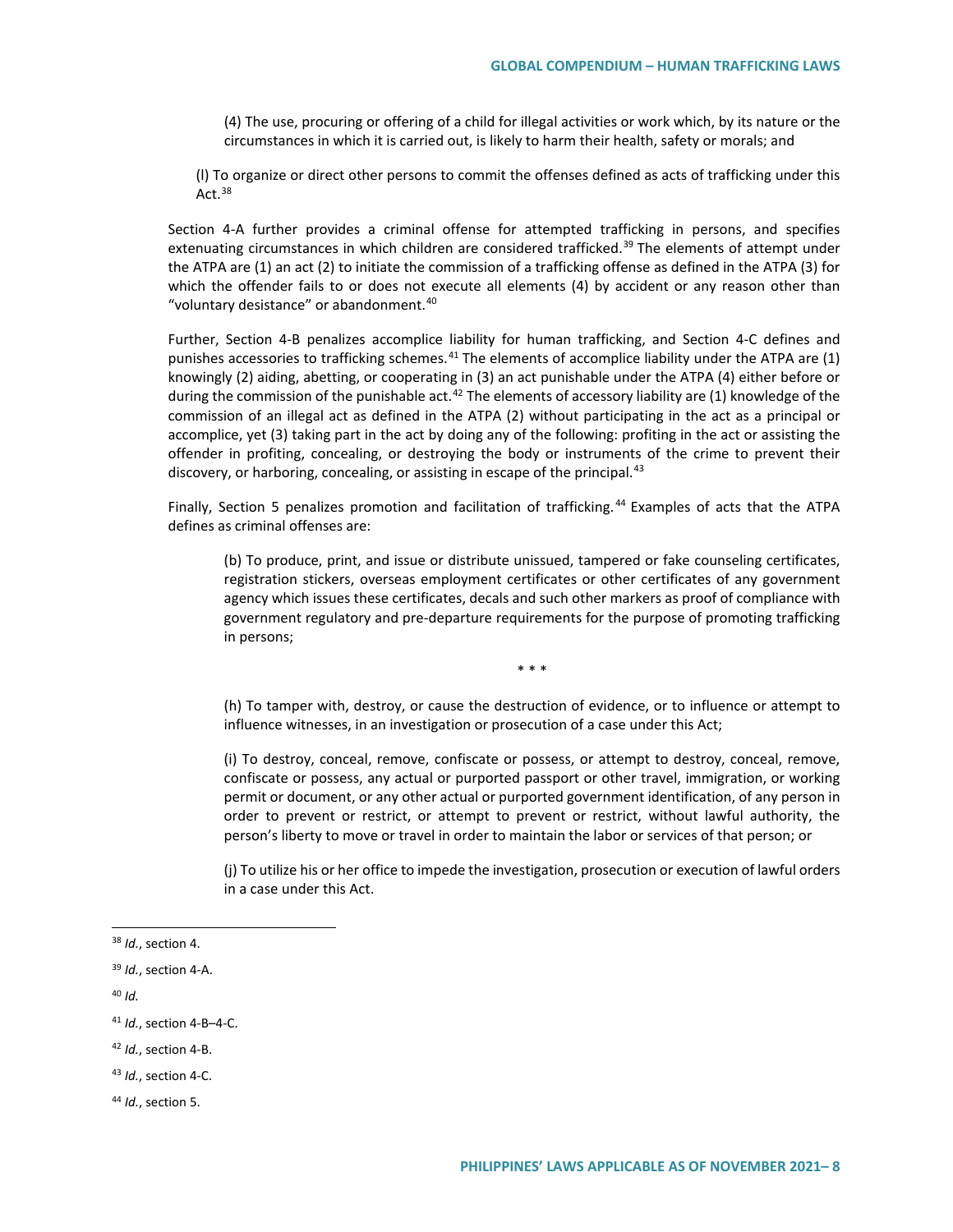> (4) The use, procuring or offering of a child for illegal activities or work which, by its nature or the circumstances in which it is carried out, is likely to harm their health, safety or morals; and
>
> (l) To organize or direct other persons to commit the offenses defined as acts of trafficking under this Act.[38]

Section 4-A further provides a criminal offense for attempted trafficking in persons, and specifies extenuating circumstances in which children are considered trafficked.[39] The elements of attempt under the ATPA are (1) an act (2) to initiate the commission of a trafficking offense as defined in the ATPA (3) for which the offender fails to or does not execute all elements (4) by accident or any reason other than "voluntary desistance" or abandonment.[40]

Further, Section 4-B penalizes accomplice liability for human trafficking, and Section 4-C defines and punishes accessories to trafficking schemes.[41] The elements of accomplice liability under the ATPA are (1) knowingly (2) aiding, abetting, or cooperating in (3) an act punishable under the ATPA (4) either before or during the commission of the punishable act.[42] The elements of accessory liability are (1) knowledge of the commission of an illegal act as defined in the ATPA (2) without participating in the act as a principal or accomplice, yet (3) taking part in the act by doing any of the following: profiting in the act or assisting the offender in profiting, concealing, or destroying the body or instruments of the crime to prevent their discovery, or harboring, concealing, or assisting in escape of the principal.[43]

Finally, Section 5 penalizes promotion and facilitation of trafficking.[44] Examples of acts that the ATPA defines as criminal offenses are:

> (b) To produce, print, and issue or distribute unissued, tampered or fake counseling certificates, registration stickers, overseas employment certificates or other certificates of any government agency which issues these certificates, decals and such other markers as proof of compliance with government regulatory and pre-departure requirements for the purpose of promoting trafficking in persons;
>
> \* \* \*
>
> (h) To tamper with, destroy, or cause the destruction of evidence, or to influence or attempt to influence witnesses, in an investigation or prosecution of a case under this Act;
>
> (i) To destroy, conceal, remove, confiscate or possess, or attempt to destroy, conceal, remove, confiscate or possess, any actual or purported passport or other travel, immigration, or working permit or document, or any other actual or purported government identification, of any person in order to prevent or restrict, or attempt to prevent or restrict, without lawful authority, the person's liberty to move or travel in order to maintain the labor or services of that person; or
>
> (j) To utilize his or her office to impede the investigation, prosecution or execution of lawful orders in a case under this Act.

---

[38] *Id.*, section 4.

[39] *Id.*, section 4-A.

[40] *Id.*

[41] *Id.*, section 4-B–4-C.

[42] *Id.*, section 4-B.

[43] *Id.*, section 4-C.

[44] *Id.*, section 5.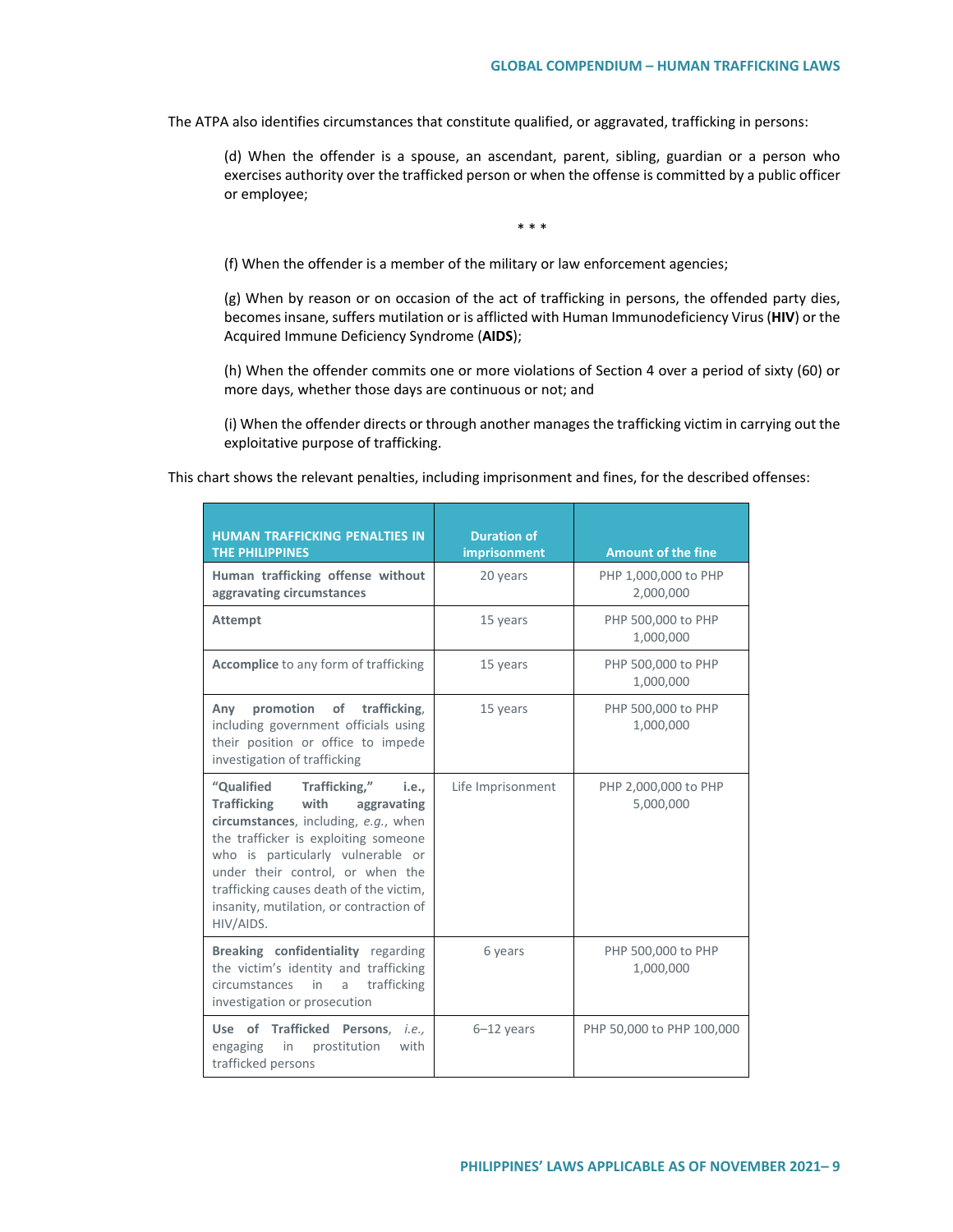The ATPA also identifies circumstances that constitute qualified, or aggravated, trafficking in persons:

> (d) When the offender is a spouse, an ascendant, parent, sibling, guardian or a person who exercises authority over the trafficked person or when the offense is committed by a public officer or employee;
>
> \* \* \*
>
> (f) When the offender is a member of the military or law enforcement agencies;
>
> (g) When by reason or on occasion of the act of trafficking in persons, the offended party dies, becomes insane, suffers mutilation or is afflicted with Human Immunodeficiency Virus (**HIV**) or the Acquired Immune Deficiency Syndrome (**AIDS**);
>
> (h) When the offender commits one or more violations of Section 4 over a period of sixty (60) or more days, whether those days are continuous or not; and
>
> (i) When the offender directs or through another manages the trafficking victim in carrying out the exploitative purpose of trafficking.

This chart shows the relevant penalties, including imprisonment and fines, for the described offenses:

| HUMAN TRAFFICKING PENALTIES IN THE PHILIPPINES | Duration of imprisonment | Amount of the fine |
|---|---|---|
| **Human trafficking offense without aggravating circumstances** | 20 years | PHP 1,000,000 to PHP 2,000,000 |
| **Attempt** | 15 years | PHP 500,000 to PHP 1,000,000 |
| **Accomplice** to any form of trafficking | 15 years | PHP 500,000 to PHP 1,000,000 |
| **Any promotion of trafficking**, including government officials using their position or office to impede investigation of trafficking | 15 years | PHP 500,000 to PHP 1,000,000 |
| **"Qualified Trafficking," i.e., Trafficking with aggravating circumstances**, including, *e.g.*, when the trafficker is exploiting someone who is particularly vulnerable or under their control, or when the trafficking causes death of the victim, insanity, mutilation, or contraction of HIV/AIDS. | Life Imprisonment | PHP 2,000,000 to PHP 5,000,000 |
| **Breaking confidentiality** regarding the victim's identity and trafficking circumstances in a trafficking investigation or prosecution | 6 years | PHP 500,000 to PHP 1,000,000 |
| **Use of Trafficked Persons**, *i.e.*, engaging in prostitution with trafficked persons | 6–12 years | PHP 50,000 to PHP 100,000 |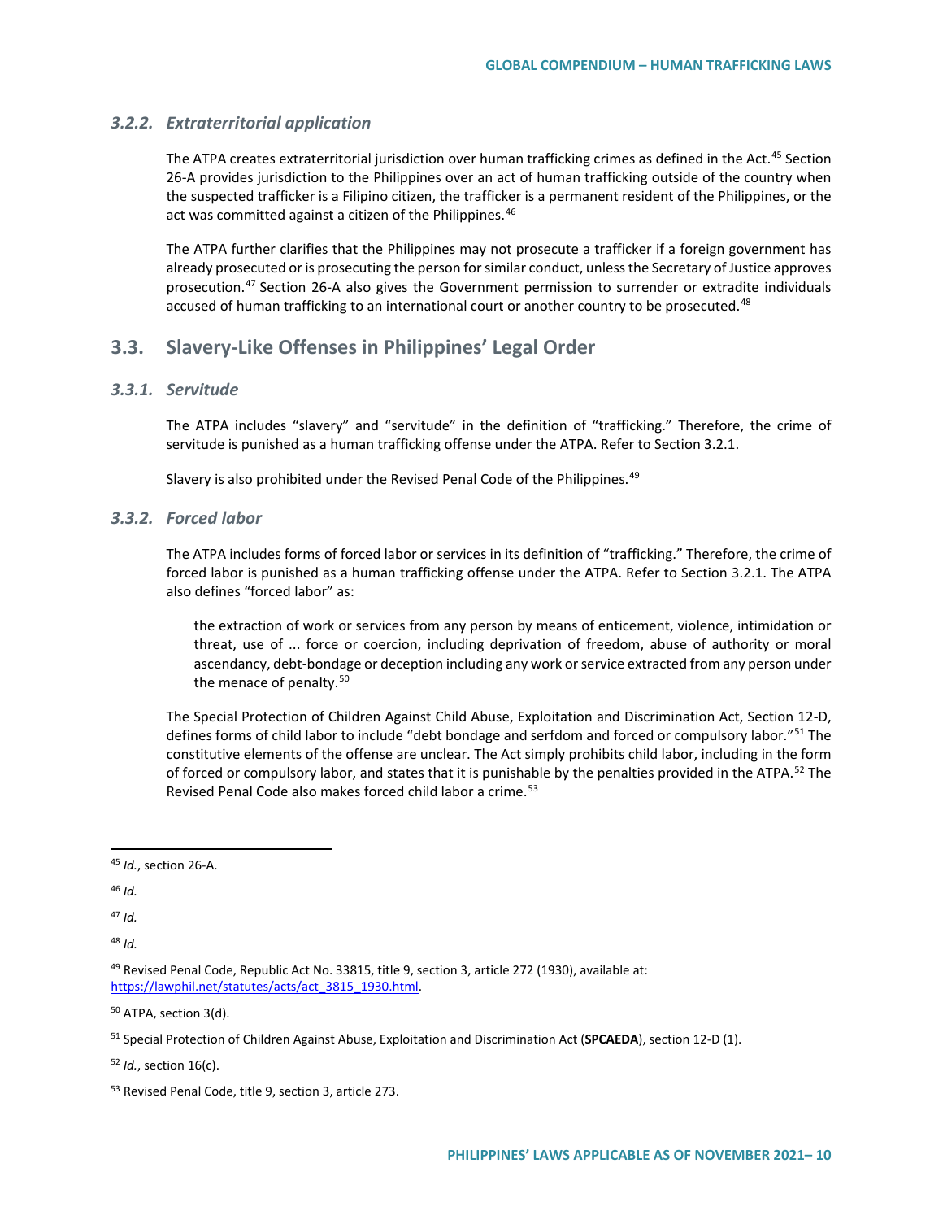### 3.2.2. *Extraterritorial application*

The ATPA creates extraterritorial jurisdiction over human trafficking crimes as defined in the Act.[45] Section 26-A provides jurisdiction to the Philippines over an act of human trafficking outside of the country when the suspected trafficker is a Filipino citizen, the trafficker is a permanent resident of the Philippines, or the act was committed against a citizen of the Philippines.[46]

The ATPA further clarifies that the Philippines may not prosecute a trafficker if a foreign government has already prosecuted or is prosecuting the person for similar conduct, unless the Secretary of Justice approves prosecution.[47] Section 26-A also gives the Government permission to surrender or extradite individuals accused of human trafficking to an international court or another country to be prosecuted.[48]

## 3.3. Slavery-Like Offenses in Philippines' Legal Order

### 3.3.1. *Servitude*

The ATPA includes "slavery" and "servitude" in the definition of "trafficking." Therefore, the crime of servitude is punished as a human trafficking offense under the ATPA. Refer to Section 3.2.1.

Slavery is also prohibited under the Revised Penal Code of the Philippines.[49]

### 3.3.2. *Forced labor*

The ATPA includes forms of forced labor or services in its definition of "trafficking." Therefore, the crime of forced labor is punished as a human trafficking offense under the ATPA. Refer to Section 3.2.1. The ATPA also defines "forced labor" as:

> the extraction of work or services from any person by means of enticement, violence, intimidation or threat, use of ... force or coercion, including deprivation of freedom, abuse of authority or moral ascendancy, debt-bondage or deception including any work or service extracted from any person under the menace of penalty.[50]

The Special Protection of Children Against Child Abuse, Exploitation and Discrimination Act, Section 12-D, defines forms of child labor to include "debt bondage and serfdom and forced or compulsory labor."[51] The constitutive elements of the offense are unclear. The Act simply prohibits child labor, including in the form of forced or compulsory labor, and states that it is punishable by the penalties provided in the ATPA.[52] The Revised Penal Code also makes forced child labor a crime.[53]

---

[45] *Id.*, section 26-A.

[46] *Id.*

[47] *Id.*

[48] *Id.*

[49] Revised Penal Code, Republic Act No. 33815, title 9, section 3, article 272 (1930), available at: https://lawphil.net/statutes/acts/act_3815_1930.html.

[50] ATPA, section 3(d).

[51] Special Protection of Children Against Abuse, Exploitation and Discrimination Act (**SPCAEDA**), section 12-D (1).

[52] *Id.*, section 16(c).

[53] Revised Penal Code, title 9, section 3, article 273.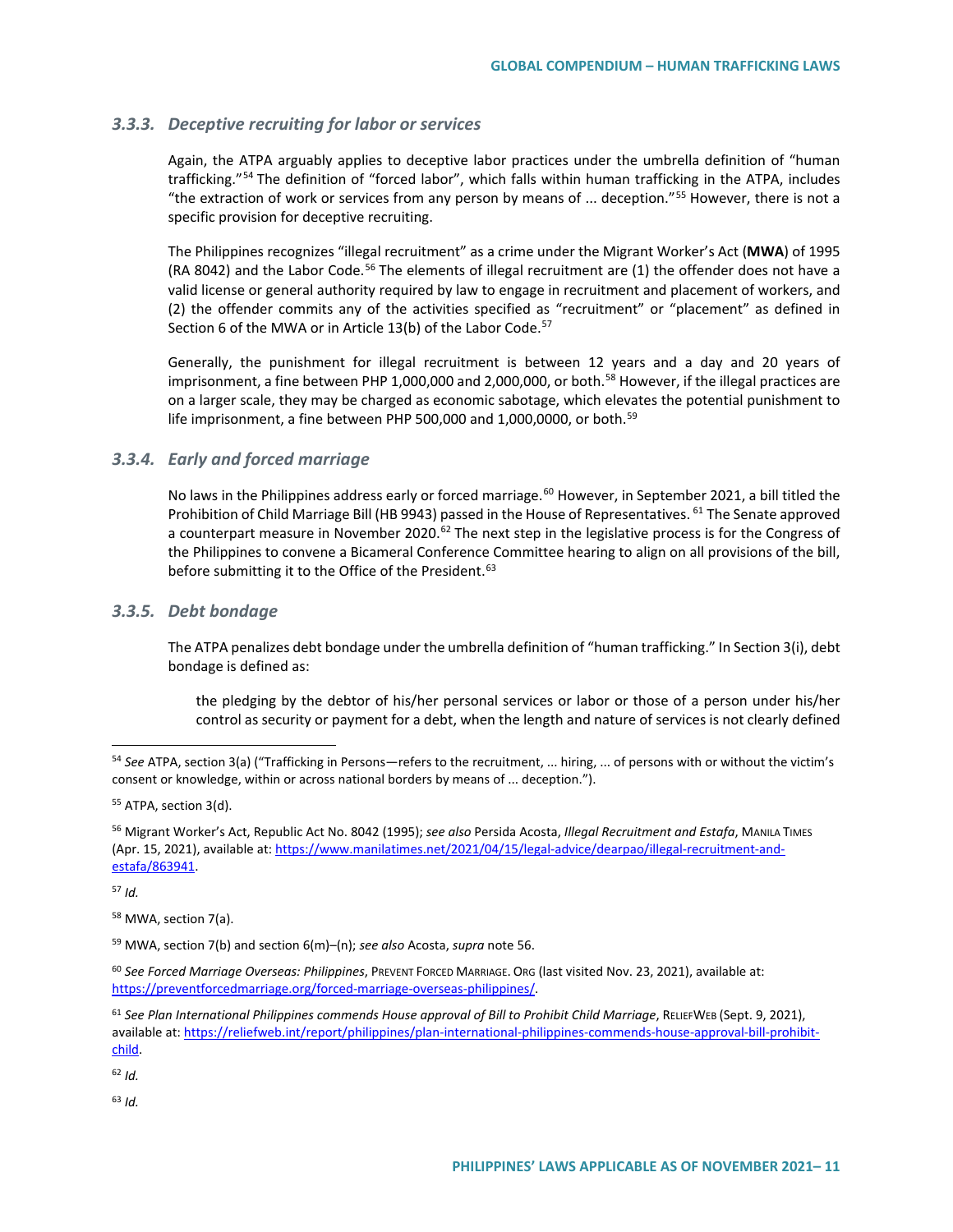### 3.3.3. *Deceptive recruiting for labor or services*

Again, the ATPA arguably applies to deceptive labor practices under the umbrella definition of "human trafficking."[54] The definition of "forced labor", which falls within human trafficking in the ATPA, includes "the extraction of work or services from any person by means of ... deception."[55] However, there is not a specific provision for deceptive recruiting.

The Philippines recognizes "illegal recruitment" as a crime under the Migrant Worker's Act (**MWA**) of 1995 (RA 8042) and the Labor Code.[56] The elements of illegal recruitment are (1) the offender does not have a valid license or general authority required by law to engage in recruitment and placement of workers, and (2) the offender commits any of the activities specified as "recruitment" or "placement" as defined in Section 6 of the MWA or in Article 13(b) of the Labor Code.[57]

Generally, the punishment for illegal recruitment is between 12 years and a day and 20 years of imprisonment, a fine between PHP 1,000,000 and 2,000,000, or both.[58] However, if the illegal practices are on a larger scale, they may be charged as economic sabotage, which elevates the potential punishment to life imprisonment, a fine between PHP 500,000 and 1,000,0000, or both.[59]

### 3.3.4. *Early and forced marriage*

No laws in the Philippines address early or forced marriage.[60] However, in September 2021, a bill titled the Prohibition of Child Marriage Bill (HB 9943) passed in the House of Representatives.[61] The Senate approved a counterpart measure in November 2020.[62] The next step in the legislative process is for the Congress of the Philippines to convene a Bicameral Conference Committee hearing to align on all provisions of the bill, before submitting it to the Office of the President.[63]

### 3.3.5. *Debt bondage*

The ATPA penalizes debt bondage under the umbrella definition of "human trafficking." In Section 3(i), debt bondage is defined as:

> the pledging by the debtor of his/her personal services or labor or those of a person under his/her control as security or payment for a debt, when the length and nature of services is not clearly defined

---

[54] *See* ATPA, section 3(a) ("Trafficking in Persons—refers to the recruitment, ... hiring, ... of persons with or without the victim's consent or knowledge, within or across national borders by means of ... deception.").

[55] ATPA, section 3(d).

[56] Migrant Worker's Act, Republic Act No. 8042 (1995); *see also* Persida Acosta, *Illegal Recruitment and Estafa*, MANILA TIMES (Apr. 15, 2021), available at: https://www.manilatimes.net/2021/04/15/legal-advice/dearpao/illegal-recruitment-and-estafa/863941.

[57] *Id.*

[58] MWA, section 7(a).

[59] MWA, section 7(b) and section 6(m)–(n); *see also* Acosta, *supra* note 56.

[60] *See Forced Marriage Overseas: Philippines*, PREVENT FORCED MARRIAGE.ORG (last visited Nov. 23, 2021), available at: https://preventforcedmarriage.org/forced-marriage-overseas-philippines/.

[61] *See Plan International Philippines commends House approval of Bill to Prohibit Child Marriage*, RELIEFWEB (Sept. 9, 2021), available at: https://reliefweb.int/report/philippines/plan-international-philippines-commends-house-approval-bill-prohibit-child.

[62] *Id.*

[63] *Id.*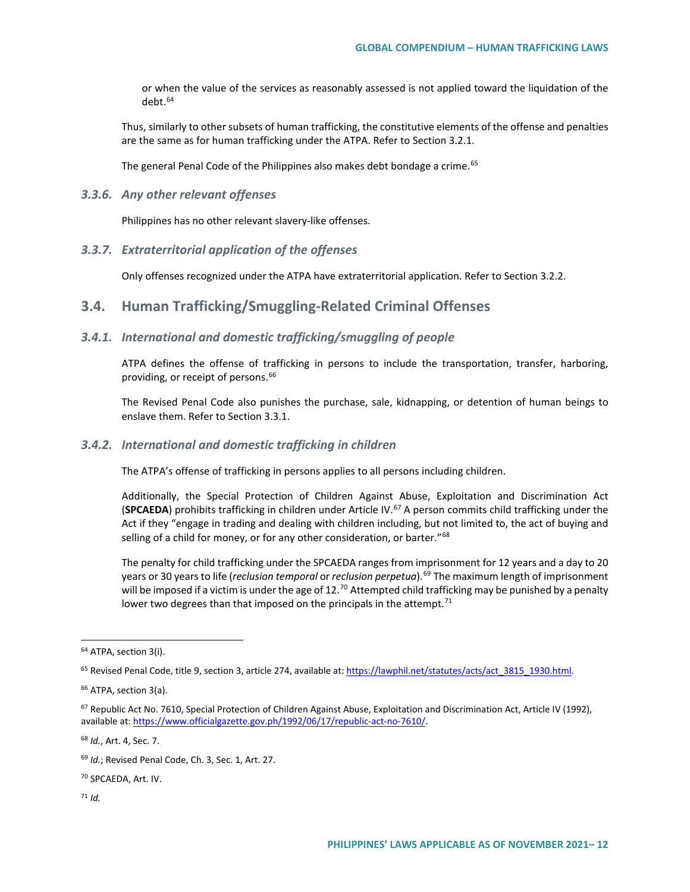or when the value of the services as reasonably assessed is not applied toward the liquidation of the debt.[64]

Thus, similarly to other subsets of human trafficking, the constitutive elements of the offense and penalties are the same as for human trafficking under the ATPA. Refer to Section 3.2.1.

The general Penal Code of the Philippines also makes debt bondage a crime.[65]

### *3.3.6. Any other relevant offenses*

Philippines has no other relevant slavery-like offenses.

### *3.3.7. Extraterritorial application of the offenses*

Only offenses recognized under the ATPA have extraterritorial application. Refer to Section 3.2.2.

## 3.4. Human Trafficking/Smuggling-Related Criminal Offenses

### *3.4.1. International and domestic trafficking/smuggling of people*

ATPA defines the offense of trafficking in persons to include the transportation, transfer, harboring, providing, or receipt of persons.[66]

The Revised Penal Code also punishes the purchase, sale, kidnapping, or detention of human beings to enslave them. Refer to Section 3.3.1.

### *3.4.2. International and domestic trafficking in children*

The ATPA's offense of trafficking in persons applies to all persons including children.

Additionally, the Special Protection of Children Against Abuse, Exploitation and Discrimination Act (**SPCAEDA**) prohibits trafficking in children under Article IV.[67] A person commits child trafficking under the Act if they "engage in trading and dealing with children including, but not limited to, the act of buying and selling of a child for money, or for any other consideration, or barter."[68]

The penalty for child trafficking under the SPCAEDA ranges from imprisonment for 12 years and a day to 20 years or 30 years to life (*reclusion temporal* or *reclusion perpetua*).[69] The maximum length of imprisonment will be imposed if a victim is under the age of 12.[70] Attempted child trafficking may be punished by a penalty lower two degrees than that imposed on the principals in the attempt.[71]

---

[64] ATPA, section 3(i).

[65] Revised Penal Code, title 9, section 3, article 274, available at: https://lawphil.net/statutes/acts/act_3815_1930.html.

[66] ATPA, section 3(a).

[67] Republic Act No. 7610, Special Protection of Children Against Abuse, Exploitation and Discrimination Act, Article IV (1992), available at: https://www.officialgazette.gov.ph/1992/06/17/republic-act-no-7610/.

[68] *Id.*, Art. 4, Sec. 7.

[69] *Id.*; Revised Penal Code, Ch. 3, Sec. 1, Art. 27.

[70] SPCAEDA, Art. IV.

[71] *Id.*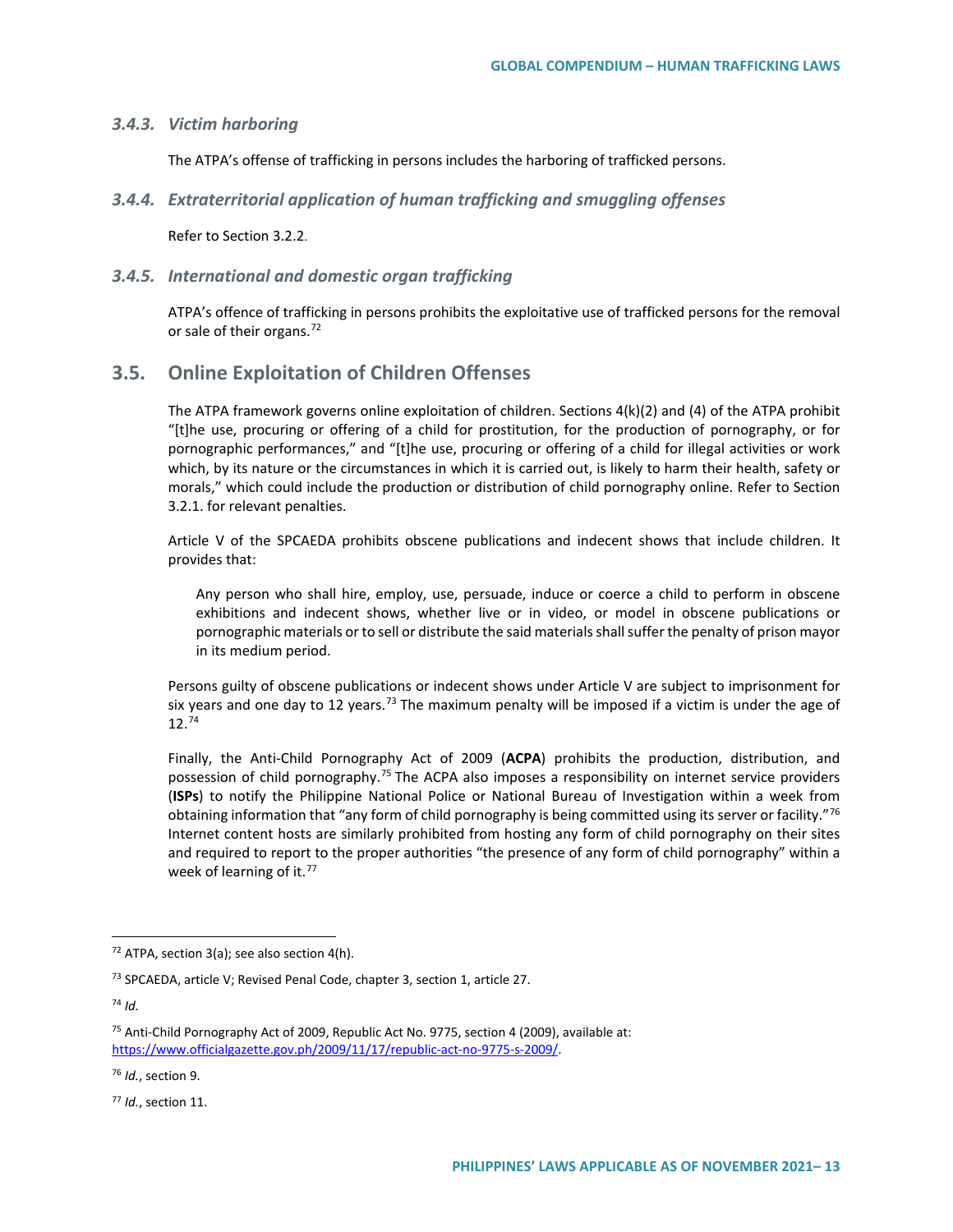### *3.4.3. Victim harboring*

The ATPA's offense of trafficking in persons includes the harboring of trafficked persons.

### *3.4.4. Extraterritorial application of human trafficking and smuggling offenses*

Refer to Section 3.2.2.

### *3.4.5. International and domestic organ trafficking*

ATPA's offence of trafficking in persons prohibits the exploitative use of trafficked persons for the removal or sale of their organs.[72]

## 3.5. Online Exploitation of Children Offenses

The ATPA framework governs online exploitation of children. Sections 4(k)(2) and (4) of the ATPA prohibit "[t]he use, procuring or offering of a child for prostitution, for the production of pornography, or for pornographic performances," and "[t]he use, procuring or offering of a child for illegal activities or work which, by its nature or the circumstances in which it is carried out, is likely to harm their health, safety or morals," which could include the production or distribution of child pornography online. Refer to Section 3.2.1. for relevant penalties.

Article V of the SPCAEDA prohibits obscene publications and indecent shows that include children. It provides that:

> Any person who shall hire, employ, use, persuade, induce or coerce a child to perform in obscene exhibitions and indecent shows, whether live or in video, or model in obscene publications or pornographic materials or to sell or distribute the said materials shall suffer the penalty of prison mayor in its medium period.

Persons guilty of obscene publications or indecent shows under Article V are subject to imprisonment for six years and one day to 12 years.[73] The maximum penalty will be imposed if a victim is under the age of 12.[74]

Finally, the Anti-Child Pornography Act of 2009 (**ACPA**) prohibits the production, distribution, and possession of child pornography.[75] The ACPA also imposes a responsibility on internet service providers (**ISPs**) to notify the Philippine National Police or National Bureau of Investigation within a week from obtaining information that "any form of child pornography is being committed using its server or facility."[76] Internet content hosts are similarly prohibited from hosting any form of child pornography on their sites and required to report to the proper authorities "the presence of any form of child pornography" within a week of learning of it.[77]

---

[72] ATPA, section 3(a); see also section 4(h).

[73] SPCAEDA, article V; Revised Penal Code, chapter 3, section 1, article 27.

[74] *Id.*

[75] Anti-Child Pornography Act of 2009, Republic Act No. 9775, section 4 (2009), available at: https://www.officialgazette.gov.ph/2009/11/17/republic-act-no-9775-s-2009/.

[76] *Id.*, section 9.

[77] *Id.*, section 11.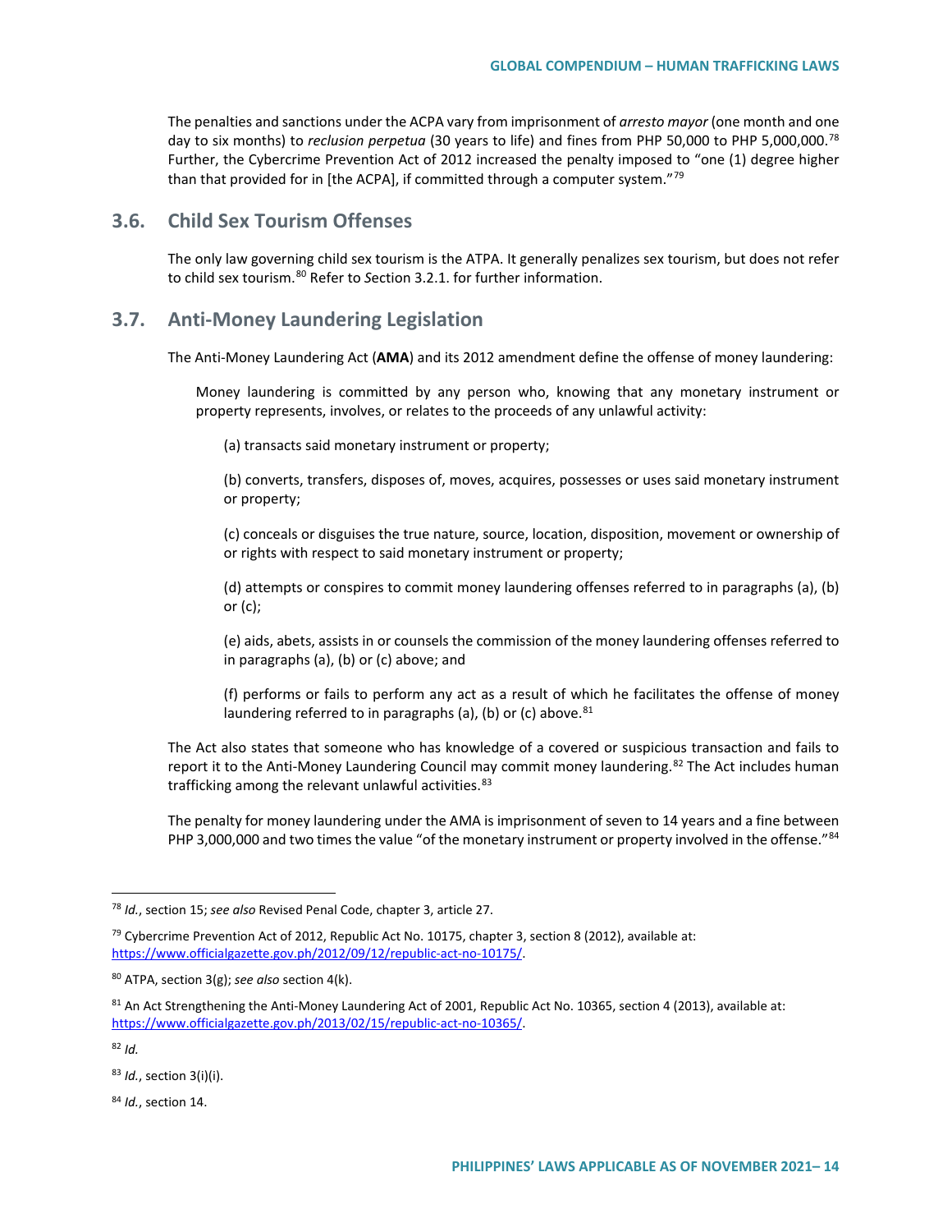The penalties and sanctions under the ACPA vary from imprisonment of *arresto mayor* (one month and one day to six months) to *reclusion perpetua* (30 years to life) and fines from PHP 50,000 to PHP 5,000,000.[78] Further, the Cybercrime Prevention Act of 2012 increased the penalty imposed to "one (1) degree higher than that provided for in [the ACPA], if committed through a computer system."[79]

## 3.6. Child Sex Tourism Offenses

The only law governing child sex tourism is the ATPA. It generally penalizes sex tourism, but does not refer to child sex tourism.[80] Refer to *S*ection 3.2.1. for further information.

## 3.7. Anti-Money Laundering Legislation

The Anti-Money Laundering Act (**AMA**) and its 2012 amendment define the offense of money laundering:

> Money laundering is committed by any person who, knowing that any monetary instrument or property represents, involves, or relates to the proceeds of any unlawful activity:
>
> (a) transacts said monetary instrument or property;
>
> (b) converts, transfers, disposes of, moves, acquires, possesses or uses said monetary instrument or property;
>
> (c) conceals or disguises the true nature, source, location, disposition, movement or ownership of or rights with respect to said monetary instrument or property;
>
> (d) attempts or conspires to commit money laundering offenses referred to in paragraphs (a), (b) or (c);
>
> (e) aids, abets, assists in or counsels the commission of the money laundering offenses referred to in paragraphs (a), (b) or (c) above; and
>
> (f) performs or fails to perform any act as a result of which he facilitates the offense of money laundering referred to in paragraphs (a), (b) or (c) above.[81]

The Act also states that someone who has knowledge of a covered or suspicious transaction and fails to report it to the Anti-Money Laundering Council may commit money laundering.[82] The Act includes human trafficking among the relevant unlawful activities.[83]

The penalty for money laundering under the AMA is imprisonment of seven to 14 years and a fine between PHP 3,000,000 and two times the value "of the monetary instrument or property involved in the offense."[84]

---

[78] *Id.*, section 15; *see also* Revised Penal Code, chapter 3, article 27.

[79] Cybercrime Prevention Act of 2012, Republic Act No. 10175, chapter 3, section 8 (2012), available at: https://www.officialgazette.gov.ph/2012/09/12/republic-act-no-10175/.

[80] ATPA, section 3(g); *see also* section 4(k).

[81] An Act Strengthening the Anti-Money Laundering Act of 2001, Republic Act No. 10365, section 4 (2013), available at: https://www.officialgazette.gov.ph/2013/02/15/republic-act-no-10365/.

[82] *Id.*

[83] *Id.*, section 3(i)(i).

[84] *Id.*, section 14.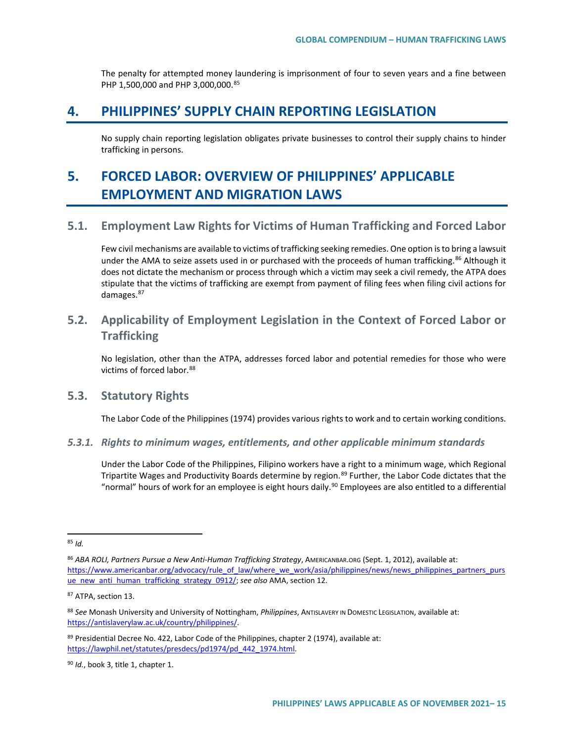The penalty for attempted money laundering is imprisonment of four to seven years and a fine between PHP 1,500,000 and PHP 3,000,000.[85]

# 4. PHILIPPINES' SUPPLY CHAIN REPORTING LEGISLATION

No supply chain reporting legislation obligates private businesses to control their supply chains to hinder trafficking in persons.

# 5. FORCED LABOR: OVERVIEW OF PHILIPPINES' APPLICABLE EMPLOYMENT AND MIGRATION LAWS

## 5.1. Employment Law Rights for Victims of Human Trafficking and Forced Labor

Few civil mechanisms are available to victims of trafficking seeking remedies. One option is to bring a lawsuit under the AMA to seize assets used in or purchased with the proceeds of human trafficking.[86] Although it does not dictate the mechanism or process through which a victim may seek a civil remedy, the ATPA does stipulate that the victims of trafficking are exempt from payment of filing fees when filing civil actions for damages.[87]

## 5.2. Applicability of Employment Legislation in the Context of Forced Labor or Trafficking

No legislation, other than the ATPA, addresses forced labor and potential remedies for those who were victims of forced labor.[88]

## 5.3. Statutory Rights

The Labor Code of the Philippines (1974) provides various rights to work and to certain working conditions.

### *5.3.1. Rights to minimum wages, entitlements, and other applicable minimum standards*

Under the Labor Code of the Philippines, Filipino workers have a right to a minimum wage, which Regional Tripartite Wages and Productivity Boards determine by region.[89] Further, the Labor Code dictates that the "normal" hours of work for an employee is eight hours daily.[90] Employees are also entitled to a differential

---

[85] *Id.*

[86] *ABA ROLI, Partners Pursue a New Anti-Human Trafficking Strategy*, AMERICANBAR.ORG (Sept. 1, 2012), available at: https://www.americanbar.org/advocacy/rule_of_law/where_we_work/asia/philippines/news/news_philippines_partners_pursue_new_anti_human_trafficking_strategy_0912/; *see also* AMA, section 12.

[87] ATPA, section 13.

[88] *See* Monash University and University of Nottingham, *Philippines*, ANTISLAVERY IN DOMESTIC LEGISLATION, available at: https://antislaverylaw.ac.uk/country/philippines/.

[89] Presidential Decree No. 422, Labor Code of the Philippines, chapter 2 (1974), available at: https://lawphil.net/statutes/presdecs/pd1974/pd_442_1974.html.

[90] *Id.*, book 3, title 1, chapter 1.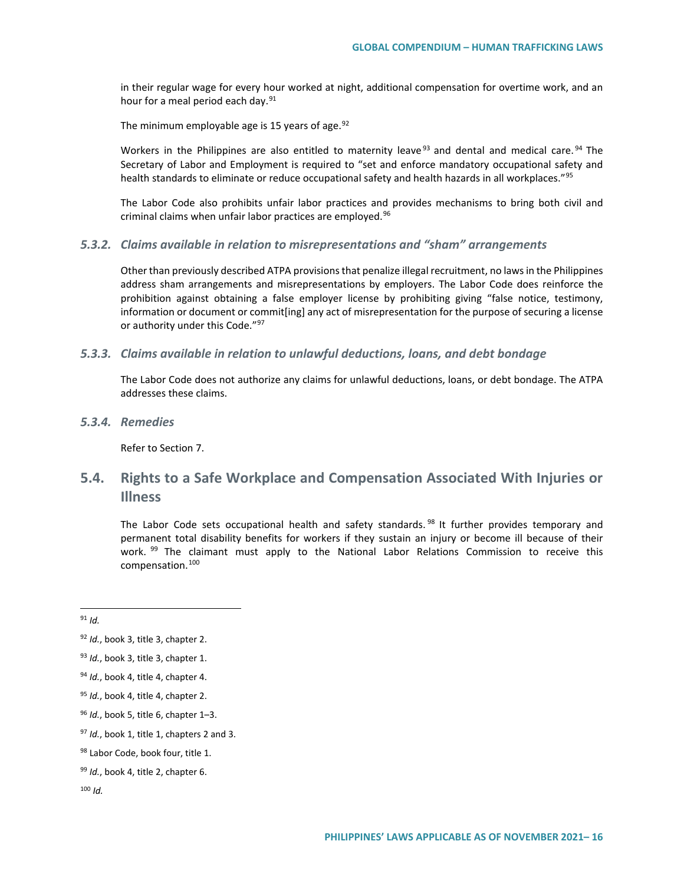in their regular wage for every hour worked at night, additional compensation for overtime work, and an hour for a meal period each day.[91]

The minimum employable age is 15 years of age.[92]

Workers in the Philippines are also entitled to maternity leave[93] and dental and medical care.[94] The Secretary of Labor and Employment is required to "set and enforce mandatory occupational safety and health standards to eliminate or reduce occupational safety and health hazards in all workplaces."[95]

The Labor Code also prohibits unfair labor practices and provides mechanisms to bring both civil and criminal claims when unfair labor practices are employed.[96]

### *5.3.2. Claims available in relation to misrepresentations and "sham" arrangements*

Other than previously described ATPA provisions that penalize illegal recruitment, no laws in the Philippines address sham arrangements and misrepresentations by employers. The Labor Code does reinforce the prohibition against obtaining a false employer license by prohibiting giving "false notice, testimony, information or document or commit[ing] any act of misrepresentation for the purpose of securing a license or authority under this Code."[97]

### *5.3.3. Claims available in relation to unlawful deductions, loans, and debt bondage*

The Labor Code does not authorize any claims for unlawful deductions, loans, or debt bondage. The ATPA addresses these claims.

### *5.3.4. Remedies*

Refer to Section 7.

## 5.4. Rights to a Safe Workplace and Compensation Associated With Injuries or Illness

The Labor Code sets occupational health and safety standards.[98] It further provides temporary and permanent total disability benefits for workers if they sustain an injury or become ill because of their work.[99] The claimant must apply to the National Labor Relations Commission to receive this compensation.[100]

---

[91] *Id.*

[92] *Id.*, book 3, title 3, chapter 2.

[93] *Id.*, book 3, title 3, chapter 1.

[94] *Id.*, book 4, title 4, chapter 4.

[95] *Id.*, book 4, title 4, chapter 2.

[96] *Id.*, book 5, title 6, chapter 1–3.

[97] *Id.*, book 1, title 1, chapters 2 and 3.

[98] Labor Code, book four, title 1.

[99] *Id.*, book 4, title 2, chapter 6.

[100] *Id.*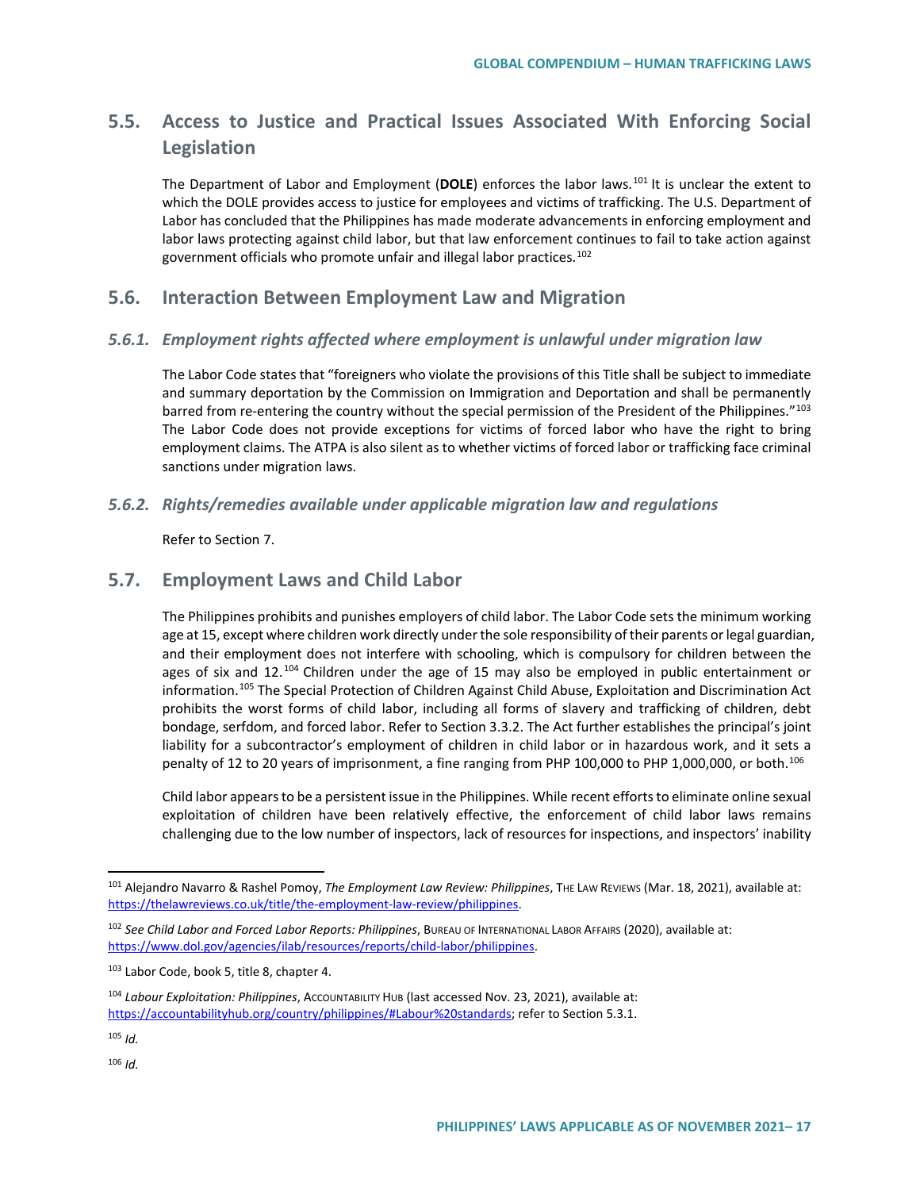## 5.5. Access to Justice and Practical Issues Associated With Enforcing Social Legislation

The Department of Labor and Employment (**DOLE**) enforces the labor laws.[101] It is unclear the extent to which the DOLE provides access to justice for employees and victims of trafficking. The U.S. Department of Labor has concluded that the Philippines has made moderate advancements in enforcing employment and labor laws protecting against child labor, but that law enforcement continues to fail to take action against government officials who promote unfair and illegal labor practices.[102]

## 5.6. Interaction Between Employment Law and Migration

### *5.6.1. Employment rights affected where employment is unlawful under migration law*

The Labor Code states that "foreigners who violate the provisions of this Title shall be subject to immediate and summary deportation by the Commission on Immigration and Deportation and shall be permanently barred from re-entering the country without the special permission of the President of the Philippines."[103] The Labor Code does not provide exceptions for victims of forced labor who have the right to bring employment claims. The ATPA is also silent as to whether victims of forced labor or trafficking face criminal sanctions under migration laws.

### *5.6.2. Rights/remedies available under applicable migration law and regulations*

Refer to Section 7.

## 5.7. Employment Laws and Child Labor

The Philippines prohibits and punishes employers of child labor. The Labor Code sets the minimum working age at 15, except where children work directly under the sole responsibility of their parents or legal guardian, and their employment does not interfere with schooling, which is compulsory for children between the ages of six and 12.[104] Children under the age of 15 may also be employed in public entertainment or information.[105] The Special Protection of Children Against Child Abuse, Exploitation and Discrimination Act prohibits the worst forms of child labor, including all forms of slavery and trafficking of children, debt bondage, serfdom, and forced labor. Refer to Section 3.3.2. The Act further establishes the principal's joint liability for a subcontractor's employment of children in child labor or in hazardous work, and it sets a penalty of 12 to 20 years of imprisonment, a fine ranging from PHP 100,000 to PHP 1,000,000, or both.[106]

Child labor appears to be a persistent issue in the Philippines. While recent efforts to eliminate online sexual exploitation of children have been relatively effective, the enforcement of child labor laws remains challenging due to the low number of inspectors, lack of resources for inspections, and inspectors' inability

---

[101] Alejandro Navarro & Rashel Pomoy, *The Employment Law Review: Philippines*, The Law Reviews (Mar. 18, 2021), available at: https://thelawreviews.co.uk/title/the-employment-law-review/philippines.

[102] *See Child Labor and Forced Labor Reports: Philippines*, Bureau of International Labor Affairs (2020), available at: https://www.dol.gov/agencies/ilab/resources/reports/child-labor/philippines.

[103] Labor Code, book 5, title 8, chapter 4.

[104] *Labour Exploitation: Philippines*, Accountability Hub (last accessed Nov. 23, 2021), available at: https://accountabilityhub.org/country/philippines/#Labour%20standards; refer to Section 5.3.1.

[105] *Id.*

[106] *Id.*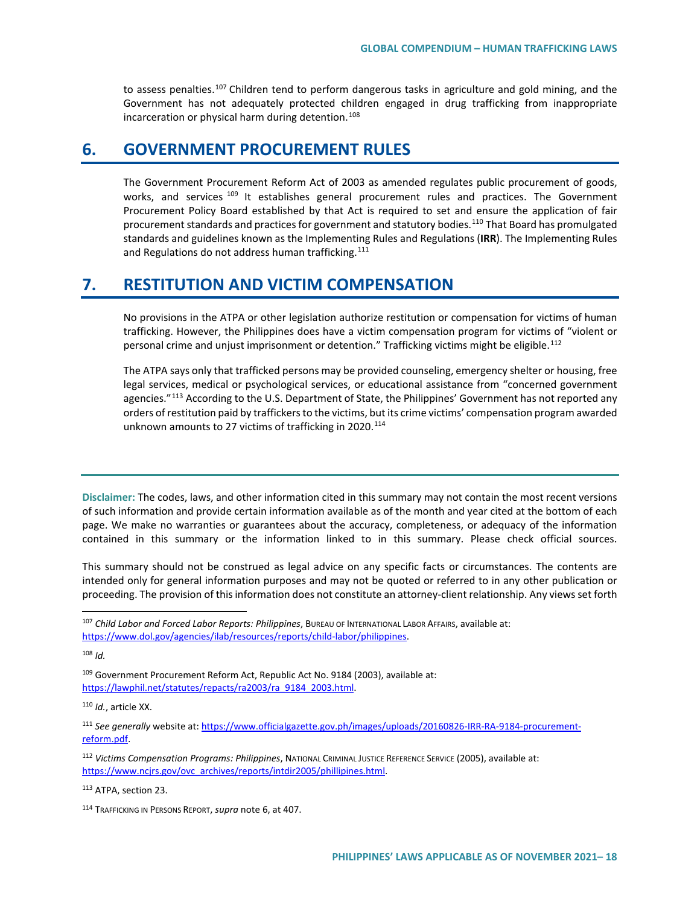to assess penalties.[107] Children tend to perform dangerous tasks in agriculture and gold mining, and the Government has not adequately protected children engaged in drug trafficking from inappropriate incarceration or physical harm during detention.[108]

## 6. GOVERNMENT PROCUREMENT RULES

The Government Procurement Reform Act of 2003 as amended regulates public procurement of goods, works, and services [109] It establishes general procurement rules and practices. The Government Procurement Policy Board established by that Act is required to set and ensure the application of fair procurement standards and practices for government and statutory bodies.[110] That Board has promulgated standards and guidelines known as the Implementing Rules and Regulations (**IRR**). The Implementing Rules and Regulations do not address human trafficking.[111]

## 7. RESTITUTION AND VICTIM COMPENSATION

No provisions in the ATPA or other legislation authorize restitution or compensation for victims of human trafficking. However, the Philippines does have a victim compensation program for victims of "violent or personal crime and unjust imprisonment or detention." Trafficking victims might be eligible.[112]

The ATPA says only that trafficked persons may be provided counseling, emergency shelter or housing, free legal services, medical or psychological services, or educational assistance from "concerned government agencies."[113] According to the U.S. Department of State, the Philippines' Government has not reported any orders of restitution paid by traffickers to the victims, but its crime victims' compensation program awarded unknown amounts to 27 victims of trafficking in 2020.[114]

---

**Disclaimer:** The codes, laws, and other information cited in this summary may not contain the most recent versions of such information and provide certain information available as of the month and year cited at the bottom of each page. We make no warranties or guarantees about the accuracy, completeness, or adequacy of the information contained in this summary or the information linked to in this summary. Please check official sources.

This summary should not be construed as legal advice on any specific facts or circumstances. The contents are intended only for general information purposes and may not be quoted or referred to in any other publication or proceeding. The provision of this information does not constitute an attorney-client relationship. Any views set forth

---

[107] *Child Labor and Forced Labor Reports: Philippines*, BUREAU OF INTERNATIONAL LABOR AFFAIRS, available at: https://www.dol.gov/agencies/ilab/resources/reports/child-labor/philippines.

[108] *Id.*

[109] Government Procurement Reform Act, Republic Act No. 9184 (2003), available at: https://lawphil.net/statutes/repacts/ra2003/ra_9184_2003.html.

[110] *Id.*, article XX.

[111] *See generally* website at: https://www.officialgazette.gov.ph/images/uploads/20160826-IRR-RA-9184-procurement-reform.pdf.

[112] *Victims Compensation Programs: Philippines*, NATIONAL CRIMINAL JUSTICE REFERENCE SERVICE (2005), available at: https://www.ncjrs.gov/ovc_archives/reports/intdir2005/phillipines.html.

[113] ATPA, section 23.

[114] TRAFFICKING IN PERSONS REPORT, *supra* note 6, at 407.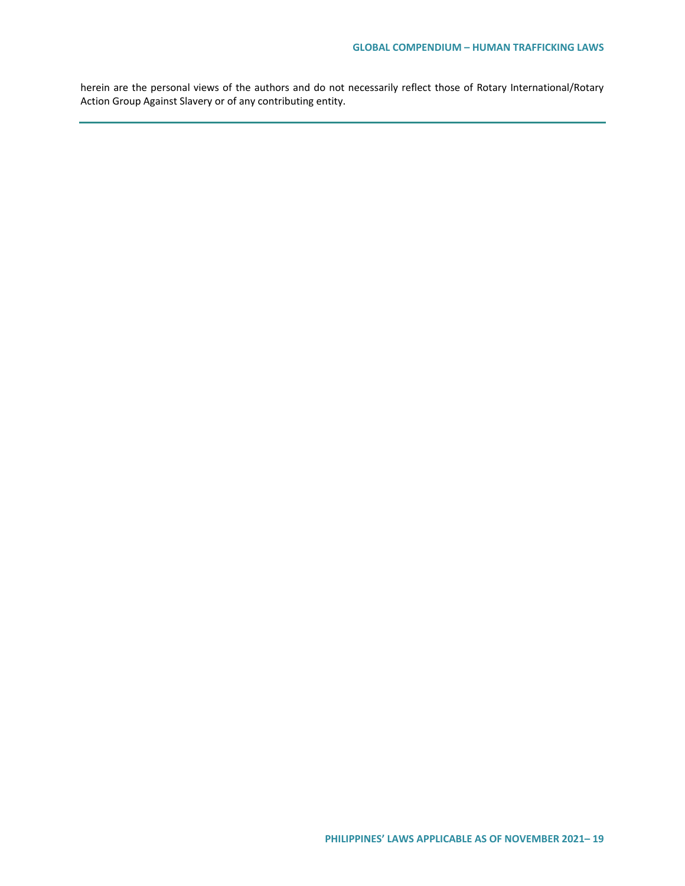herein are the personal views of the authors and do not necessarily reflect those of Rotary International/Rotary Action Group Against Slavery or of any contributing entity.

---